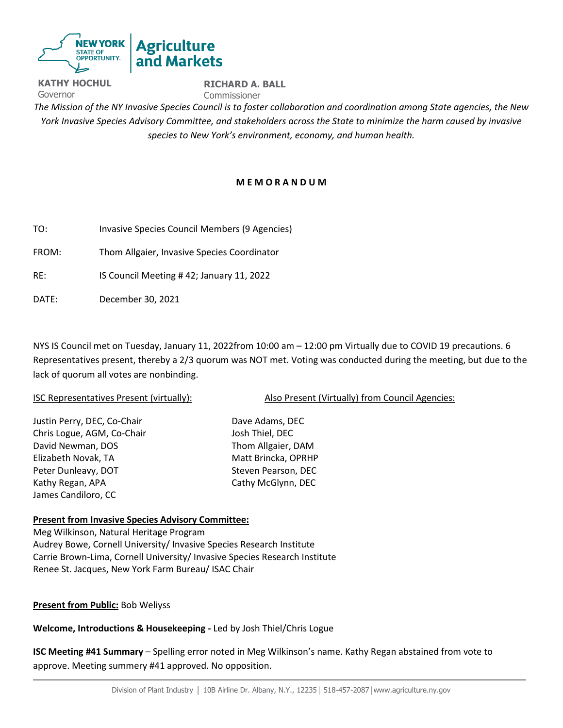NEW YORK STATE OF OPPORTUNITY. | Agriculture and Markets

**KATHY HOCHUL**
Governor

**RICHARD A. BALL**
Commissioner

*The Mission of the NY Invasive Species Council is to foster collaboration and coordination among State agencies, the New York Invasive Species Advisory Committee, and stakeholders across the State to minimize the harm caused by invasive species to New York's environment, economy, and human health.*

**M E M O R A N D U M**

TO: Invasive Species Council Members (9 Agencies)

FROM: Thom Allgaier, Invasive Species Coordinator

RE: IS Council Meeting # 42; January 11, 2022

DATE: December 30, 2021

NYS IS Council met on Tuesday, January 11, 2022from 10:00 am – 12:00 pm Virtually due to COVID 19 precautions. 6 Representatives present, thereby a 2/3 quorum was NOT met. Voting was conducted during the meeting, but due to the lack of quorum all votes are nonbinding.

ISC Representatives Present (virtually):

Justin Perry, DEC, Co-Chair
Chris Logue, AGM, Co-Chair
David Newman, DOS
Elizabeth Novak, TA
Peter Dunleavy, DOT
Kathy Regan, APA
James Candiloro, CC

Also Present (Virtually) from Council Agencies:

Dave Adams, DEC
Josh Thiel, DEC
Thom Allgaier, DAM
Matt Brincka, OPRHP
Steven Pearson, DEC
Cathy McGlynn, DEC

**Present from Invasive Species Advisory Committee:**

Meg Wilkinson, Natural Heritage Program
Audrey Bowe, Cornell University/ Invasive Species Research Institute
Carrie Brown-Lima, Cornell University/ Invasive Species Research Institute
Renee St. Jacques, New York Farm Bureau/ ISAC Chair

**Present from Public:** Bob Weliyss

**Welcome, Introductions & Housekeeping -** Led by Josh Thiel/Chris Logue

**ISC Meeting #41 Summary** – Spelling error noted in Meg Wilkinson's name. Kathy Regan abstained from vote to approve. Meeting summery #41 approved. No opposition.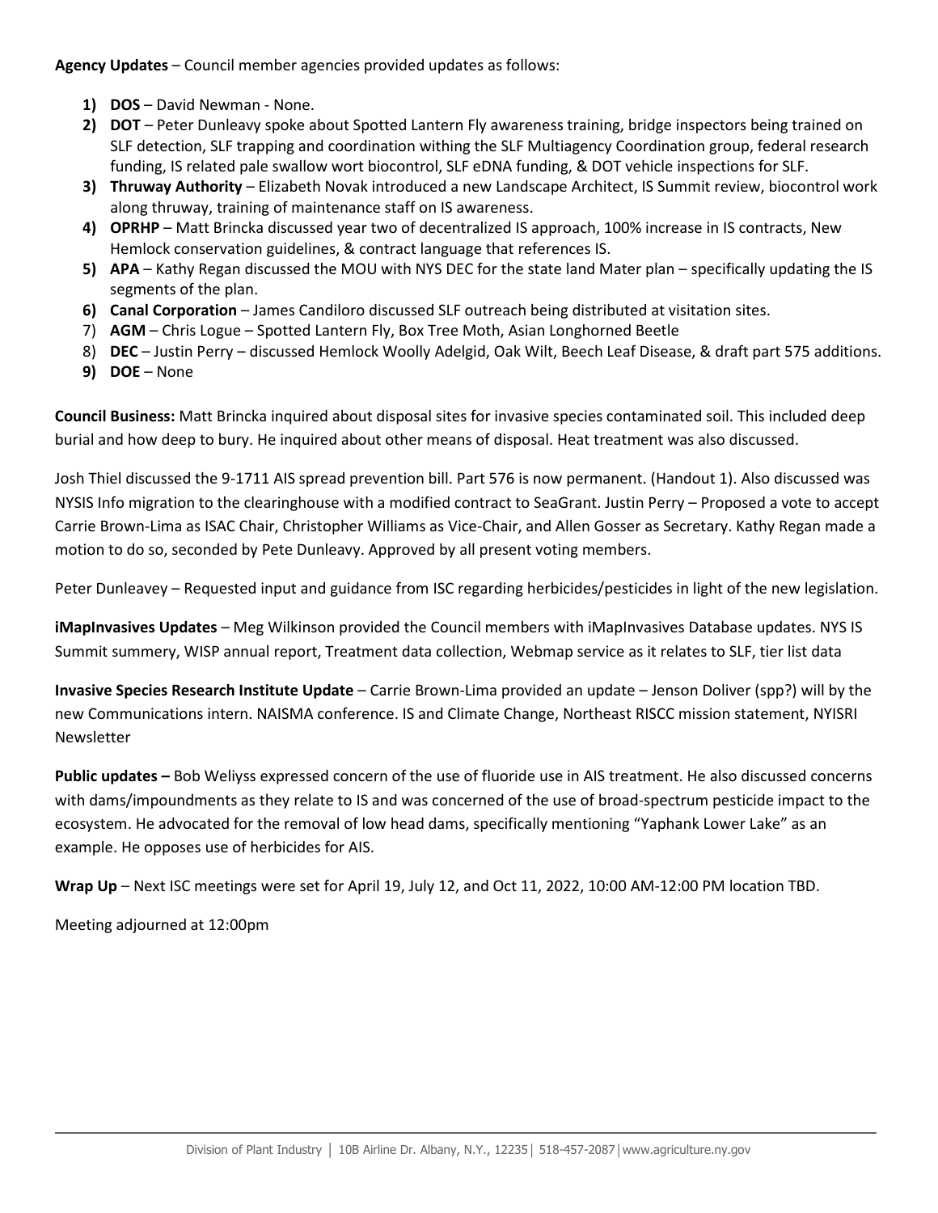**Agency Updates** – Council member agencies provided updates as follows:

1) **DOS** – David Newman - None.
2) **DOT** – Peter Dunleavy spoke about Spotted Lantern Fly awareness training, bridge inspectors being trained on SLF detection, SLF trapping and coordination withing the SLF Multiagency Coordination group, federal research funding, IS related pale swallow wort biocontrol, SLF eDNA funding, & DOT vehicle inspections for SLF.
3) **Thruway Authority** – Elizabeth Novak introduced a new Landscape Architect, IS Summit review, biocontrol work along thruway, training of maintenance staff on IS awareness.
4) **OPRHP** – Matt Brincka discussed year two of decentralized IS approach, 100% increase in IS contracts, New Hemlock conservation guidelines, & contract language that references IS.
5) **APA** – Kathy Regan discussed the MOU with NYS DEC for the state land Mater plan – specifically updating the IS segments of the plan.
6) **Canal Corporation** – James Candiloro discussed SLF outreach being distributed at visitation sites.
7) **AGM** – Chris Logue – Spotted Lantern Fly, Box Tree Moth, Asian Longhorned Beetle
8) **DEC** – Justin Perry – discussed Hemlock Woolly Adelgid, Oak Wilt, Beech Leaf Disease, & draft part 575 additions.
9) **DOE** – None

**Council Business:** Matt Brincka inquired about disposal sites for invasive species contaminated soil. This included deep burial and how deep to bury. He inquired about other means of disposal. Heat treatment was also discussed.

Josh Thiel discussed the 9-1711 AIS spread prevention bill. Part 576 is now permanent. (Handout 1). Also discussed was NYSIS Info migration to the clearinghouse with a modified contract to SeaGrant. Justin Perry – Proposed a vote to accept Carrie Brown-Lima as ISAC Chair, Christopher Williams as Vice-Chair, and Allen Gosser as Secretary. Kathy Regan made a motion to do so, seconded by Pete Dunleavy. Approved by all present voting members.

Peter Dunleavey – Requested input and guidance from ISC regarding herbicides/pesticides in light of the new legislation.

**iMapInvasives Updates** – Meg Wilkinson provided the Council members with iMapInvasives Database updates. NYS IS Summit summery, WISP annual report, Treatment data collection, Webmap service as it relates to SLF, tier list data

**Invasive Species Research Institute Update** – Carrie Brown-Lima provided an update – Jenson Doliver (spp?) will by the new Communications intern. NAISMA conference. IS and Climate Change, Northeast RISCC mission statement, NYISRI Newsletter

**Public updates –** Bob Weliyss expressed concern of the use of fluoride use in AIS treatment. He also discussed concerns with dams/impoundments as they relate to IS and was concerned of the use of broad-spectrum pesticide impact to the ecosystem. He advocated for the removal of low head dams, specifically mentioning "Yaphank Lower Lake" as an example. He opposes use of herbicides for AIS.

**Wrap Up** – Next ISC meetings were set for April 19, July 12, and Oct 11, 2022, 10:00 AM-12:00 PM location TBD.

Meeting adjourned at 12:00pm